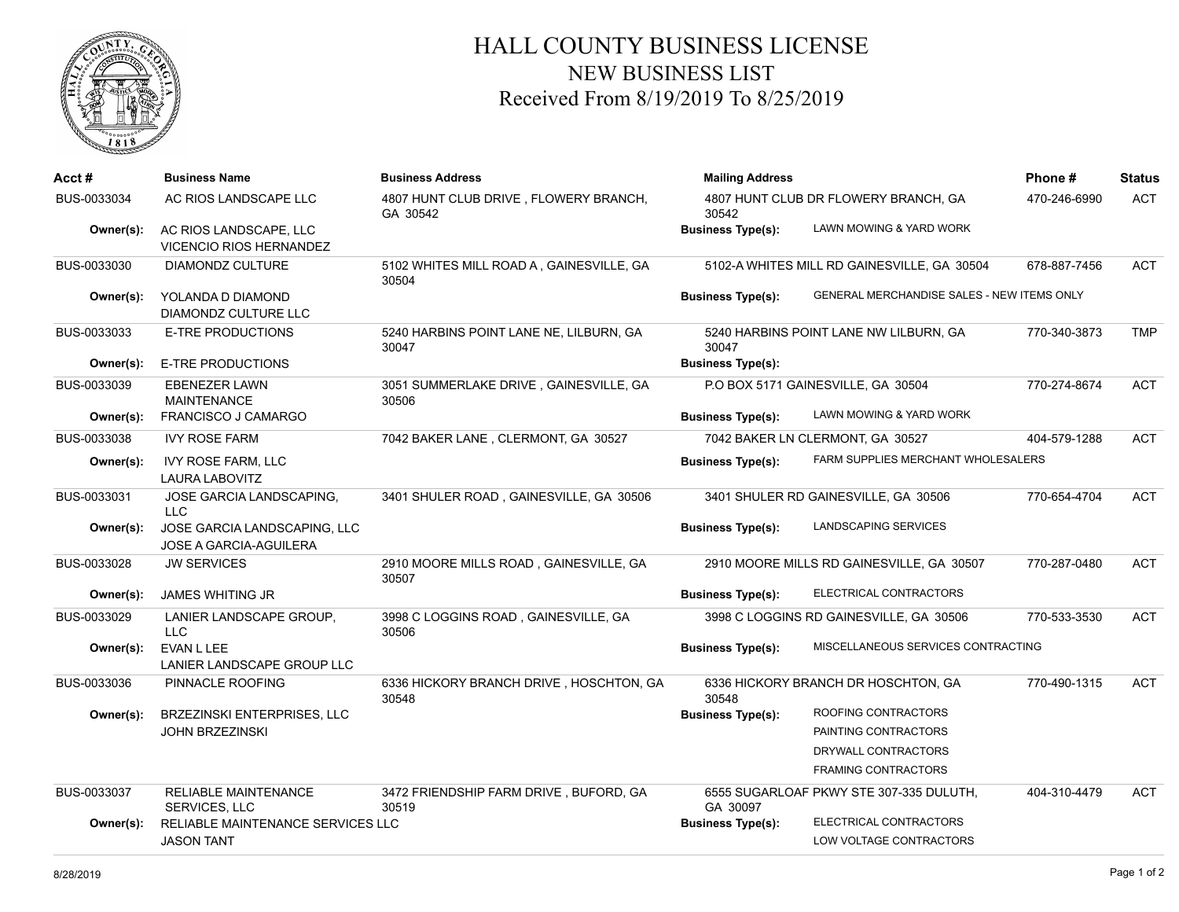# HALL COUNTY BUSINESS LICENSE
## NEW BUSINESS LIST
### Received From 8/19/2019 To 8/25/2019

| Acct # | Business Name | Business Address | Mailing Address | Phone # | Status |
|---|---|---|---|---|---|
| BUS-0033034 | AC RIOS LANDSCAPE LLC | 4807 HUNT CLUB DRIVE , FLOWERY BRANCH, GA 30542 | 4807 HUNT CLUB DR FLOWERY BRANCH, GA 30542 | 470-246-6990 | ACT |
| **Owner(s):** | AC RIOS LANDSCAPE, LLC<br>VICENCIO RIOS HERNANDEZ | | **Business Type(s):** LAWN MOWING & YARD WORK | | |
| BUS-0033030 | DIAMONDZ CULTURE | 5102 WHITES MILL ROAD A , GAINESVILLE, GA 30504 | 5102-A WHITES MILL RD GAINESVILLE, GA 30504 | 678-887-7456 | ACT |
| **Owner(s):** | YOLANDA D DIAMOND<br>DIAMONDZ CULTURE LLC | | **Business Type(s):** GENERAL MERCHANDISE SALES - NEW ITEMS ONLY | | |
| BUS-0033033 | E-TRE PRODUCTIONS | 5240 HARBINS POINT LANE NE, LILBURN, GA 30047 | 5240 HARBINS POINT LANE NW LILBURN, GA 30047 | 770-340-3873 | TMP |
| **Owner(s):** | E-TRE PRODUCTIONS | | **Business Type(s):** | | |
| BUS-0033039 | EBENEZER LAWN MAINTENANCE | 3051 SUMMERLAKE DRIVE , GAINESVILLE, GA 30506 | P.O BOX 5171 GAINESVILLE, GA 30504 | 770-274-8674 | ACT |
| **Owner(s):** | FRANCISCO J CAMARGO | | **Business Type(s):** LAWN MOWING & YARD WORK | | |
| BUS-0033038 | IVY ROSE FARM | 7042 BAKER LANE , CLERMONT, GA 30527 | 7042 BAKER LN CLERMONT, GA 30527 | 404-579-1288 | ACT |
| **Owner(s):** | IVY ROSE FARM, LLC<br>LAURA LABOVITZ | | **Business Type(s):** FARM SUPPLIES MERCHANT WHOLESALERS | | |
| BUS-0033031 | JOSE GARCIA LANDSCAPING, LLC | 3401 SHULER ROAD , GAINESVILLE, GA 30506 | 3401 SHULER RD GAINESVILLE, GA 30506 | 770-654-4704 | ACT |
| **Owner(s):** | JOSE GARCIA LANDSCAPING, LLC<br>JOSE A GARCIA-AGUILERA | | **Business Type(s):** LANDSCAPING SERVICES | | |
| BUS-0033028 | JW SERVICES | 2910 MOORE MILLS ROAD , GAINESVILLE, GA 30507 | 2910 MOORE MILLS RD GAINESVILLE, GA 30507 | 770-287-0480 | ACT |
| **Owner(s):** | JAMES WHITING JR | | **Business Type(s):** ELECTRICAL CONTRACTORS | | |
| BUS-0033029 | LANIER LANDSCAPE GROUP, LLC | 3998 C LOGGINS ROAD , GAINESVILLE, GA 30506 | 3998 C LOGGINS RD GAINESVILLE, GA 30506 | 770-533-3530 | ACT |
| **Owner(s):** | EVAN L LEE<br>LANIER LANDSCAPE GROUP LLC | | **Business Type(s):** MISCELLANEOUS SERVICES CONTRACTING | | |
| BUS-0033036 | PINNACLE ROOFING | 6336 HICKORY BRANCH DRIVE , HOSCHTON, GA 30548 | 6336 HICKORY BRANCH DR HOSCHTON, GA 30548 | 770-490-1315 | ACT |
| **Owner(s):** | BRZEZINSKI ENTERPRISES, LLC<br>JOHN BRZEZINSKI | | **Business Type(s):** ROOFING CONTRACTORS<br>PAINTING CONTRACTORS<br>DRYWALL CONTRACTORS<br>FRAMING CONTRACTORS | | |
| BUS-0033037 | RELIABLE MAINTENANCE SERVICES, LLC | 3472 FRIENDSHIP FARM DRIVE , BUFORD, GA 30519 | 6555 SUGARLOAF PKWY STE 307-335 DULUTH, GA 30097 | 404-310-4479 | ACT |
| **Owner(s):** | RELIABLE MAINTENANCE SERVICES LLC<br>JASON TANT | | **Business Type(s):** ELECTRICAL CONTRACTORS<br>LOW VOLTAGE CONTRACTORS | | |

8/28/2019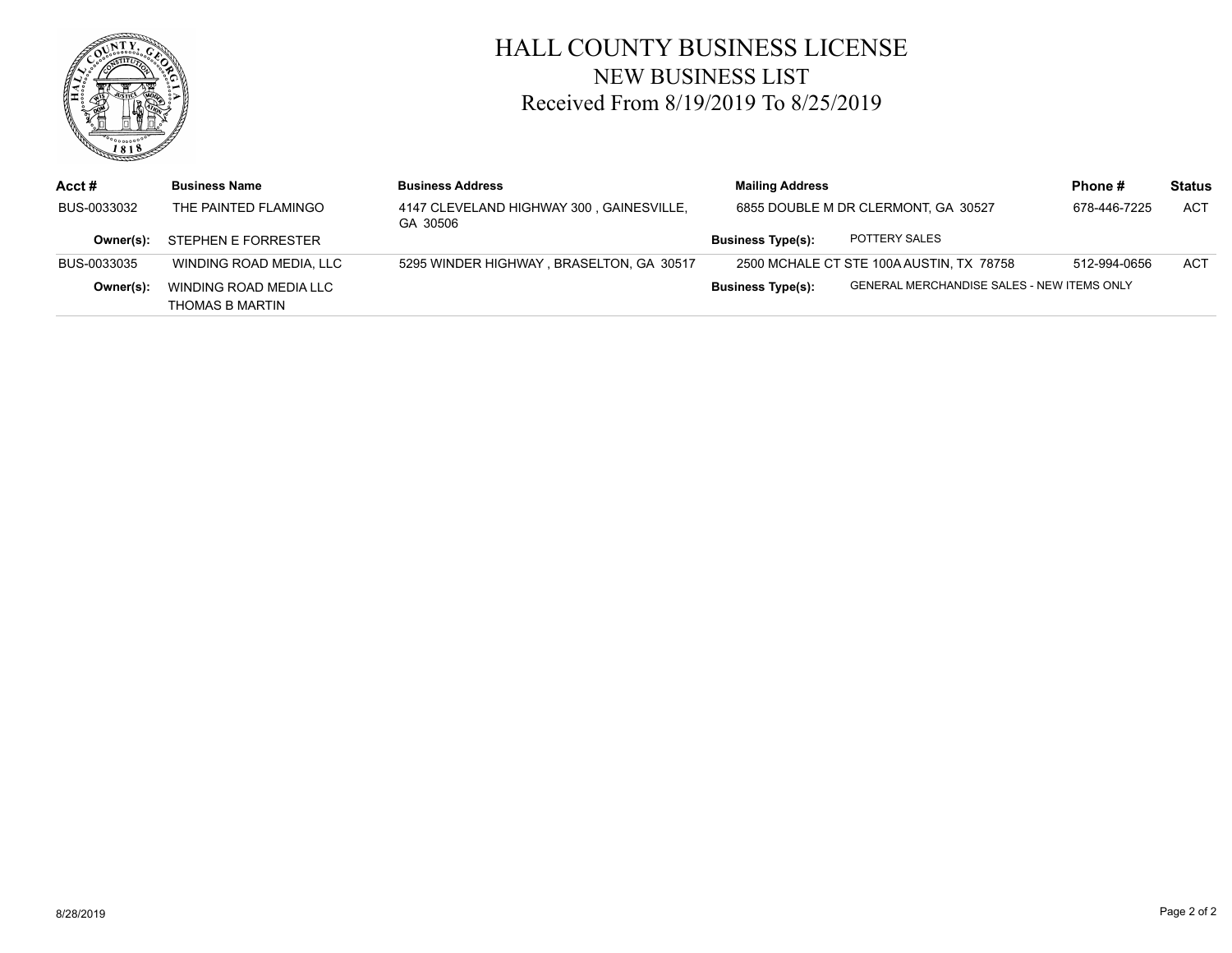# HALL COUNTY BUSINESS LICENSE

## NEW BUSINESS LIST

## Received From 8/19/2019 To 8/25/2019

| Acct # | Business Name | Business Address | Mailing Address | | Phone # | Status |
|---|---|---|---|---|---|---|
| BUS-0033032 | THE PAINTED FLAMINGO | 4147 CLEVELAND HIGHWAY 300 , GAINESVILLE, GA 30506 | 6855 DOUBLE M DR CLERMONT, GA 30527 | | 678-446-7225 | ACT |
| **Owner(s):** | STEPHEN E FORRESTER | | **Business Type(s):** | POTTERY SALES | | |
| BUS-0033035 | WINDING ROAD MEDIA, LLC | 5295 WINDER HIGHWAY , BRASELTON, GA 30517 | 2500 MCHALE CT STE 100A AUSTIN, TX 78758 | | 512-994-0656 | ACT |
| **Owner(s):** | WINDING ROAD MEDIA LLC<br>THOMAS B MARTIN | | **Business Type(s):** | GENERAL MERCHANDISE SALES - NEW ITEMS ONLY | | |

8/28/2019